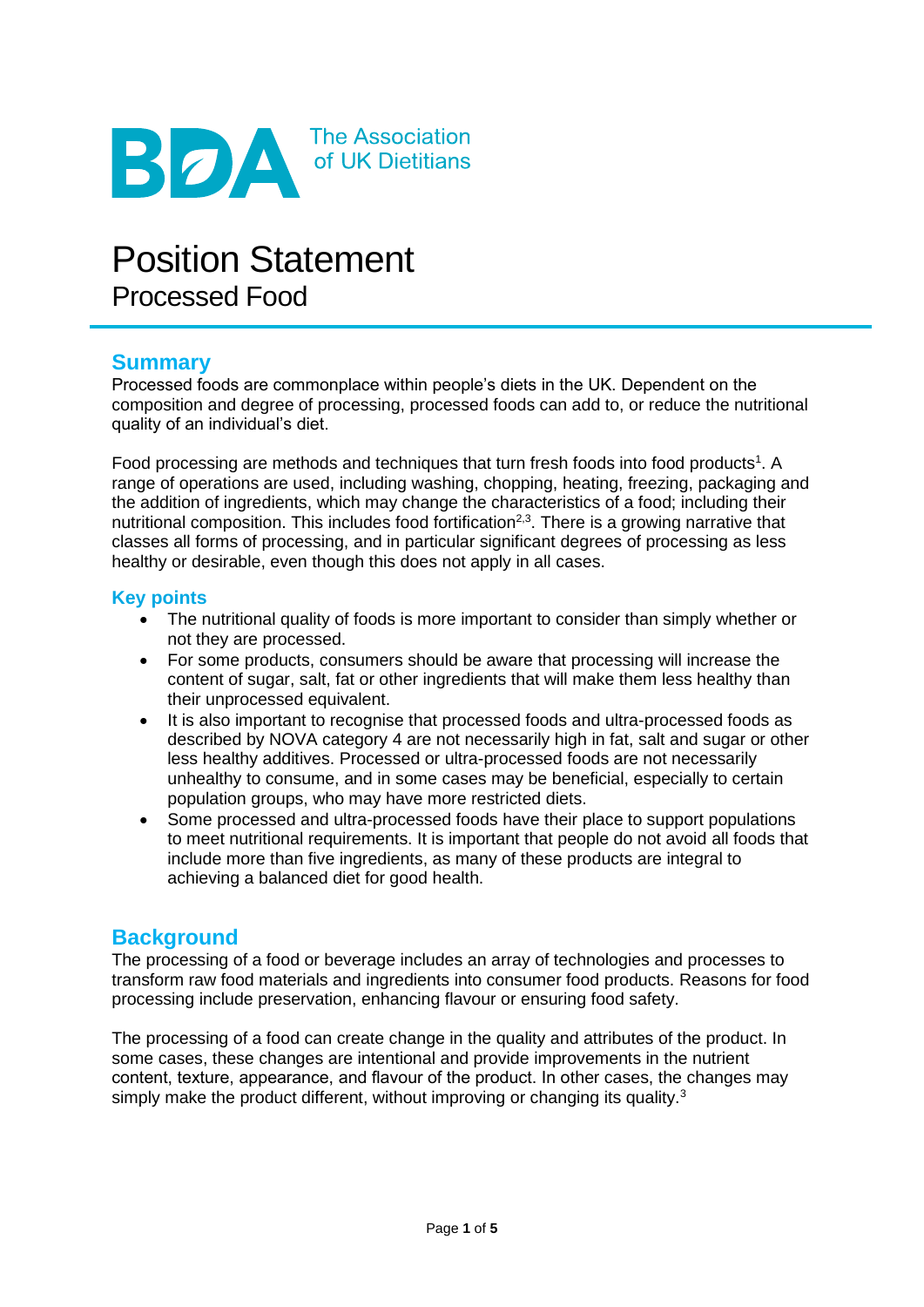BDA The Association of UK Dietitians

# Position Statement
## Processed Food

## Summary

Processed foods are commonplace within people's diets in the UK. Dependent on the composition and degree of processing, processed foods can add to, or reduce the nutritional quality of an individual's diet.

Food processing are methods and techniques that turn fresh foods into food products[1]. A range of operations are used, including washing, chopping, heating, freezing, packaging and the addition of ingredients, which may change the characteristics of a food; including their nutritional composition. This includes food fortification[2,3]. There is a growing narrative that classes all forms of processing, and in particular significant degrees of processing as less healthy or desirable, even though this does not apply in all cases.

### Key points

- The nutritional quality of foods is more important to consider than simply whether or not they are processed.
- For some products, consumers should be aware that processing will increase the content of sugar, salt, fat or other ingredients that will make them less healthy than their unprocessed equivalent.
- It is also important to recognise that processed foods and ultra-processed foods as described by NOVA category 4 are not necessarily high in fat, salt and sugar or other less healthy additives. Processed or ultra-processed foods are not necessarily unhealthy to consume, and in some cases may be beneficial, especially to certain population groups, who may have more restricted diets.
- Some processed and ultra-processed foods have their place to support populations to meet nutritional requirements. It is important that people do not avoid all foods that include more than five ingredients, as many of these products are integral to achieving a balanced diet for good health.

## Background

The processing of a food or beverage includes an array of technologies and processes to transform raw food materials and ingredients into consumer food products. Reasons for food processing include preservation, enhancing flavour or ensuring food safety.

The processing of a food can create change in the quality and attributes of the product. In some cases, these changes are intentional and provide improvements in the nutrient content, texture, appearance, and flavour of the product. In other cases, the changes may simply make the product different, without improving or changing its quality.[3]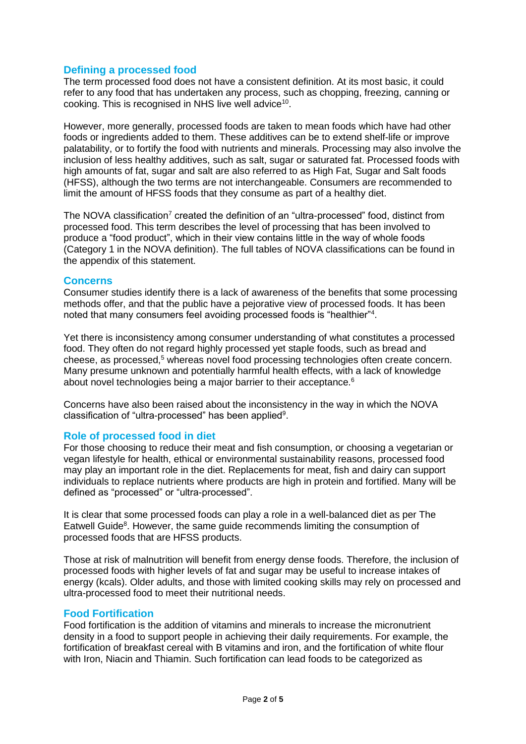## Defining a processed food

The term processed food does not have a consistent definition. At its most basic, it could refer to any food that has undertaken any process, such as chopping, freezing, canning or cooking. This is recognised in NHS live well advice[10].

However, more generally, processed foods are taken to mean foods which have had other foods or ingredients added to them. These additives can be to extend shelf-life or improve palatability, or to fortify the food with nutrients and minerals. Processing may also involve the inclusion of less healthy additives, such as salt, sugar or saturated fat. Processed foods with high amounts of fat, sugar and salt are also referred to as High Fat, Sugar and Salt foods (HFSS), although the two terms are not interchangeable. Consumers are recommended to limit the amount of HFSS foods that they consume as part of a healthy diet.

The NOVA classification[7] created the definition of an "ultra-processed" food, distinct from processed food. This term describes the level of processing that has been involved to produce a "food product", which in their view contains little in the way of whole foods (Category 1 in the NOVA definition). The full tables of NOVA classifications can be found in the appendix of this statement.

## Concerns

Consumer studies identify there is a lack of awareness of the benefits that some processing methods offer, and that the public have a pejorative view of processed foods. It has been noted that many consumers feel avoiding processed foods is "healthier"[4].

Yet there is inconsistency among consumer understanding of what constitutes a processed food. They often do not regard highly processed yet staple foods, such as bread and cheese, as processed,[5] whereas novel food processing technologies often create concern. Many presume unknown and potentially harmful health effects, with a lack of knowledge about novel technologies being a major barrier to their acceptance.[6]

Concerns have also been raised about the inconsistency in the way in which the NOVA classification of "ultra-processed" has been applied[9].

## Role of processed food in diet

For those choosing to reduce their meat and fish consumption, or choosing a vegetarian or vegan lifestyle for health, ethical or environmental sustainability reasons, processed food may play an important role in the diet. Replacements for meat, fish and dairy can support individuals to replace nutrients where products are high in protein and fortified. Many will be defined as "processed" or "ultra-processed".

It is clear that some processed foods can play a role in a well-balanced diet as per The Eatwell Guide[8]. However, the same guide recommends limiting the consumption of processed foods that are HFSS products.

Those at risk of malnutrition will benefit from energy dense foods. Therefore, the inclusion of processed foods with higher levels of fat and sugar may be useful to increase intakes of energy (kcals). Older adults, and those with limited cooking skills may rely on processed and ultra-processed food to meet their nutritional needs.

## Food Fortification

Food fortification is the addition of vitamins and minerals to increase the micronutrient density in a food to support people in achieving their daily requirements. For example, the fortification of breakfast cereal with B vitamins and iron, and the fortification of white flour with Iron, Niacin and Thiamin. Such fortification can lead foods to be categorized as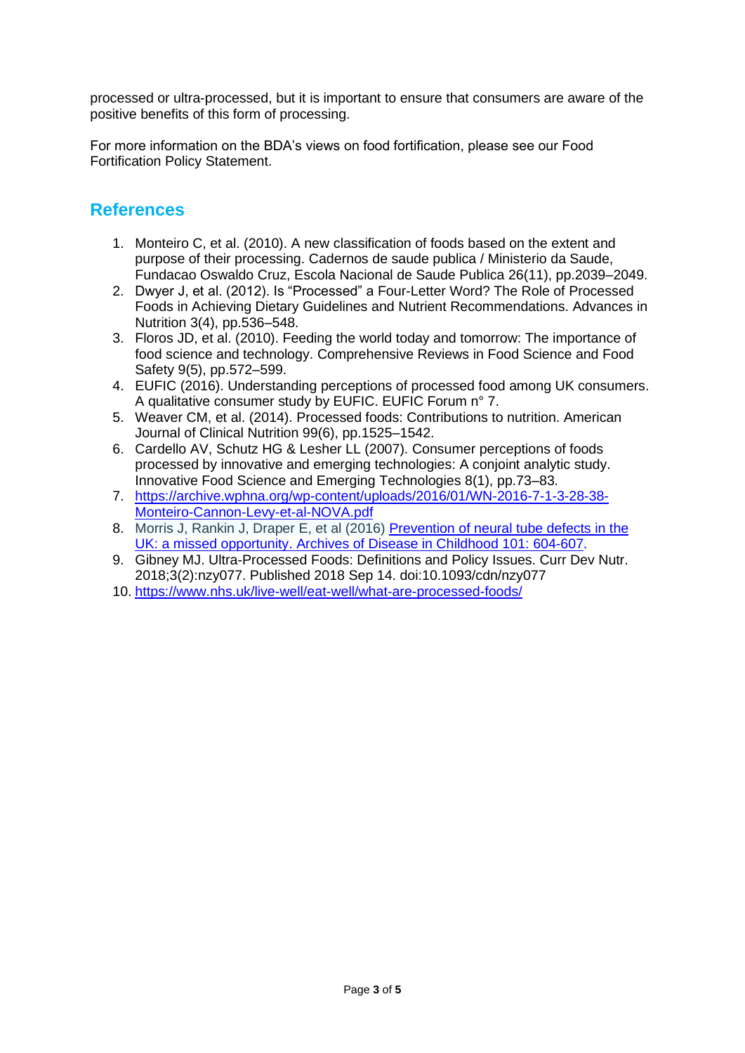processed or ultra-processed, but it is important to ensure that consumers are aware of the positive benefits of this form of processing.

For more information on the BDA's views on food fortification, please see our Food Fortification Policy Statement.

## References

1. Monteiro C, et al. (2010). A new classification of foods based on the extent and purpose of their processing. Cadernos de saude publica / Ministerio da Saude, Fundacao Oswaldo Cruz, Escola Nacional de Saude Publica 26(11), pp.2039–2049.
2. Dwyer J, et al. (2012). Is "Processed" a Four-Letter Word? The Role of Processed Foods in Achieving Dietary Guidelines and Nutrient Recommendations. Advances in Nutrition 3(4), pp.536–548.
3. Floros JD, et al. (2010). Feeding the world today and tomorrow: The importance of food science and technology. Comprehensive Reviews in Food Science and Food Safety 9(5), pp.572–599.
4. EUFIC (2016). Understanding perceptions of processed food among UK consumers. A qualitative consumer study by EUFIC. EUFIC Forum n° 7.
5. Weaver CM, et al. (2014). Processed foods: Contributions to nutrition. American Journal of Clinical Nutrition 99(6), pp.1525–1542.
6. Cardello AV, Schutz HG & Lesher LL (2007). Consumer perceptions of foods processed by innovative and emerging technologies: A conjoint analytic study. Innovative Food Science and Emerging Technologies 8(1), pp.73–83.
7. https://archive.wphna.org/wp-content/uploads/2016/01/WN-2016-7-1-3-28-38-Monteiro-Cannon-Levy-et-al-NOVA.pdf
8. Morris J, Rankin J, Draper E, et al (2016) Prevention of neural tube defects in the UK: a missed opportunity. Archives of Disease in Childhood 101: 604-607.
9. Gibney MJ. Ultra-Processed Foods: Definitions and Policy Issues. Curr Dev Nutr. 2018;3(2):nzy077. Published 2018 Sep 14. doi:10.1093/cdn/nzy077
10. https://www.nhs.uk/live-well/eat-well/what-are-processed-foods/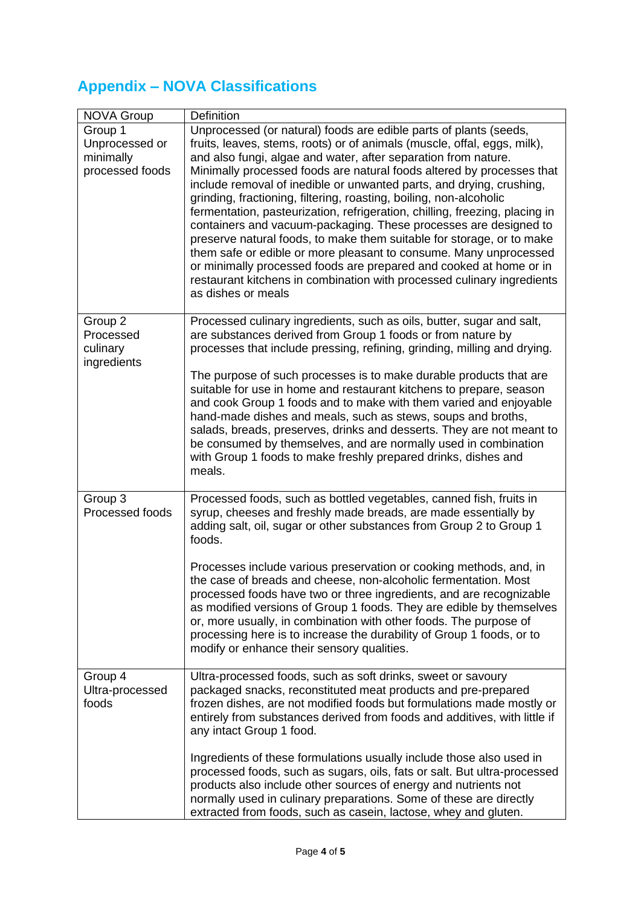## Appendix – NOVA Classifications

| NOVA Group | Definition |
|---|---|
| Group 1 Unprocessed or minimally processed foods | Unprocessed (or natural) foods are edible parts of plants (seeds, fruits, leaves, stems, roots) or of animals (muscle, offal, eggs, milk), and also fungi, algae and water, after separation from nature. Minimally processed foods are natural foods altered by processes that include removal of inedible or unwanted parts, and drying, crushing, grinding, fractioning, filtering, roasting, boiling, non-alcoholic fermentation, pasteurization, refrigeration, chilling, freezing, placing in containers and vacuum-packaging. These processes are designed to preserve natural foods, to make them suitable for storage, or to make them safe or edible or more pleasant to consume. Many unprocessed or minimally processed foods are prepared and cooked at home or in restaurant kitchens in combination with processed culinary ingredients as dishes or meals |
| Group 2 Processed culinary ingredients | Processed culinary ingredients, such as oils, butter, sugar and salt, are substances derived from Group 1 foods or from nature by processes that include pressing, refining, grinding, milling and drying.<br><br>The purpose of such processes is to make durable products that are suitable for use in home and restaurant kitchens to prepare, season and cook Group 1 foods and to make with them varied and enjoyable hand-made dishes and meals, such as stews, soups and broths, salads, breads, preserves, drinks and desserts. They are not meant to be consumed by themselves, and are normally used in combination with Group 1 foods to make freshly prepared drinks, dishes and meals. |
| Group 3 Processed foods | Processed foods, such as bottled vegetables, canned fish, fruits in syrup, cheeses and freshly made breads, are made essentially by adding salt, oil, sugar or other substances from Group 2 to Group 1 foods.<br><br>Processes include various preservation or cooking methods, and, in the case of breads and cheese, non-alcoholic fermentation. Most processed foods have two or three ingredients, and are recognizable as modified versions of Group 1 foods. They are edible by themselves or, more usually, in combination with other foods. The purpose of processing here is to increase the durability of Group 1 foods, or to modify or enhance their sensory qualities. |
| Group 4 Ultra-processed foods | Ultra-processed foods, such as soft drinks, sweet or savoury packaged snacks, reconstituted meat products and pre-prepared frozen dishes, are not modified foods but formulations made mostly or entirely from substances derived from foods and additives, with little if any intact Group 1 food.<br><br>Ingredients of these formulations usually include those also used in processed foods, such as sugars, oils, fats or salt. But ultra-processed products also include other sources of energy and nutrients not normally used in culinary preparations. Some of these are directly extracted from foods, such as casein, lactose, whey and gluten. |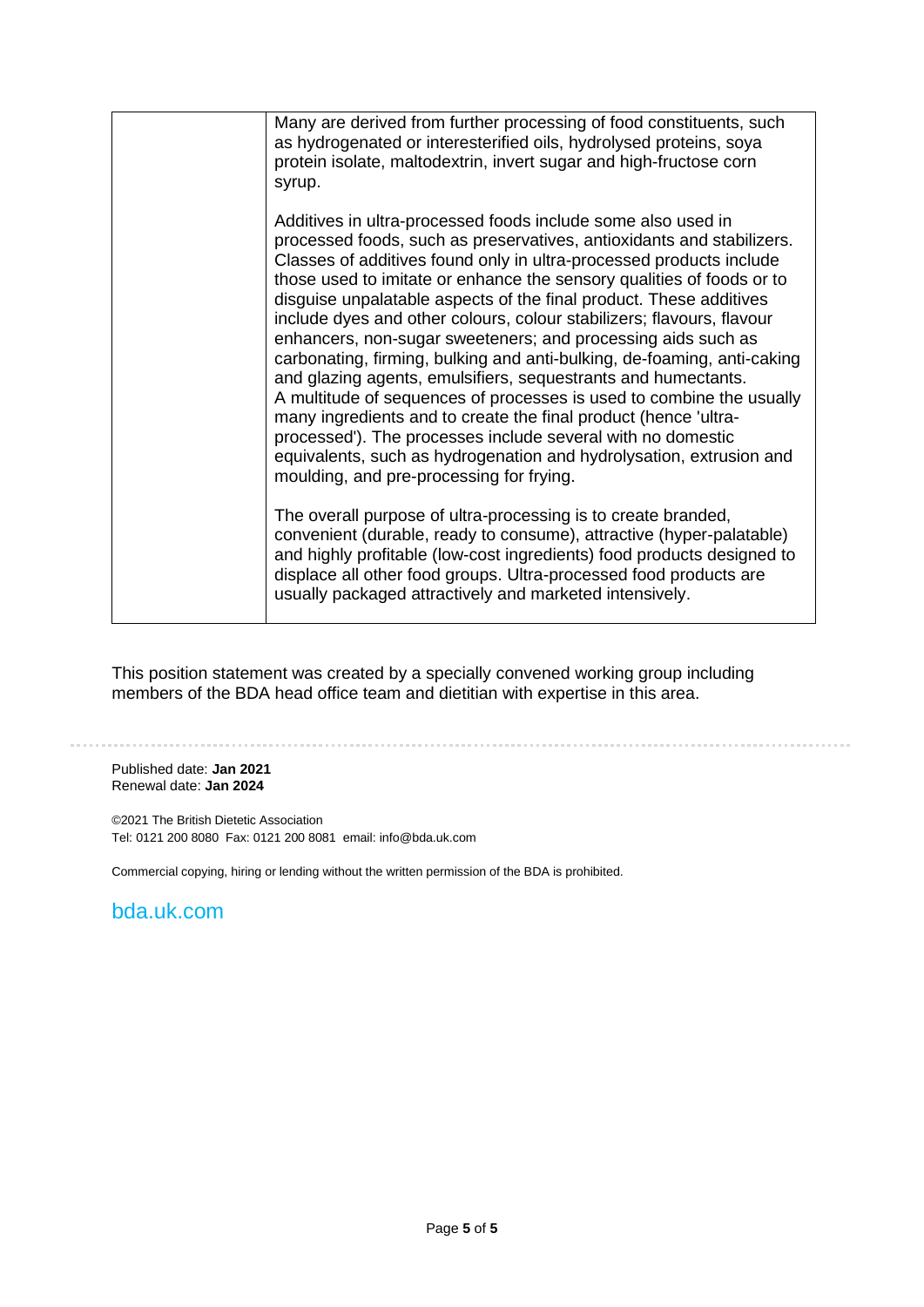| | |
|---|---|
| | Many are derived from further processing of food constituents, such as hydrogenated or interesterified oils, hydrolysed proteins, soya protein isolate, maltodextrin, invert sugar and high-fructose corn syrup.<br><br>Additives in ultra-processed foods include some also used in processed foods, such as preservatives, antioxidants and stabilizers. Classes of additives found only in ultra-processed products include those used to imitate or enhance the sensory qualities of foods or to disguise unpalatable aspects of the final product. These additives include dyes and other colours, colour stabilizers; flavours, flavour enhancers, non-sugar sweeteners; and processing aids such as carbonating, firming, bulking and anti-bulking, de-foaming, anti-caking and glazing agents, emulsifiers, sequestrants and humectants. A multitude of sequences of processes is used to combine the usually many ingredients and to create the final product (hence 'ultra-processed'). The processes include several with no domestic equivalents, such as hydrogenation and hydrolysation, extrusion and moulding, and pre-processing for frying.<br><br>The overall purpose of ultra-processing is to create branded, convenient (durable, ready to consume), attractive (hyper-palatable) and highly profitable (low-cost ingredients) food products designed to displace all other food groups. Ultra-processed food products are usually packaged attractively and marketed intensively. |

This position statement was created by a specially convened working group including members of the BDA head office team and dietitian with expertise in this area.

Published date: **Jan 2021**
Renewal date: **Jan 2024**

©2021 The British Dietetic Association
Tel: 0121 200 8080 Fax: 0121 200 8081 email: info@bda.uk.com

Commercial copying, hiring or lending without the written permission of the BDA is prohibited.

bda.uk.com